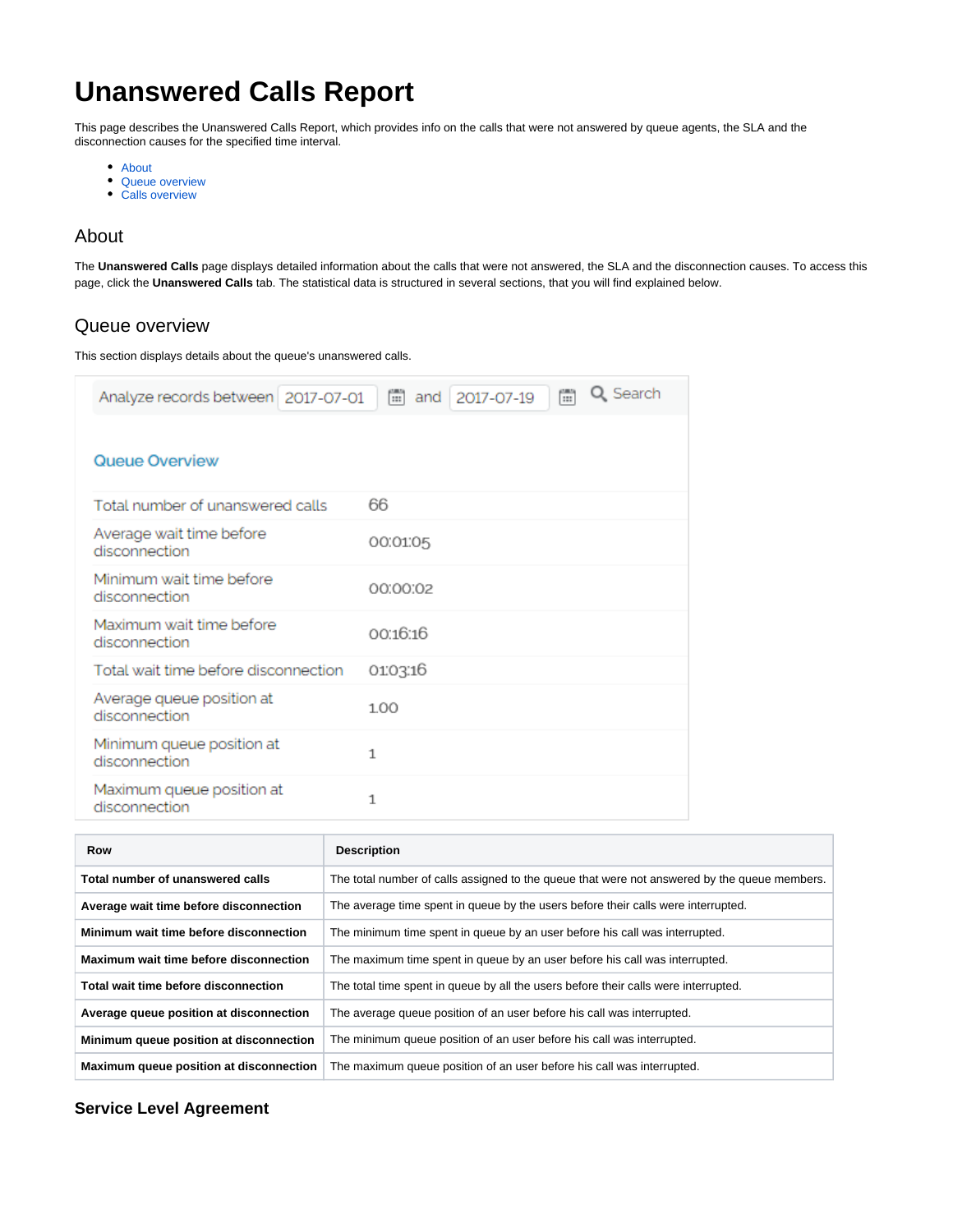# Unanswered Calls Report

This page describes the Unanswered Calls Report, which provides info on the calls that were not answered by queue agents, the SLA and the disconnection causes for the specified time interval.

- About
- Queue overview
- Calls overview

## About

The **Unanswered Calls** page displays detailed information about the calls that were not answered, the SLA and the disconnection causes. To access this page, click the **Unanswered Calls** tab. The statistical data is structured in several sections, that you will find explained below.

## Queue overview

This section displays details about the queue's unanswered calls.

Analyze records between 2017-07-01 and 2017-07-19 Search

**Queue Overview**

| | |
|---|---|
| Total number of unanswered calls | 66 |
| Average wait time before disconnection | 00:01:05 |
| Minimum wait time before disconnection | 00:00:02 |
| Maximum wait time before disconnection | 00:16:16 |
| Total wait time before disconnection | 01:03:16 |
| Average queue position at disconnection | 1.00 |
| Minimum queue position at disconnection | 1 |
| Maximum queue position at disconnection | 1 |

| Row | Description |
|---|---|
| **Total number of unanswered calls** | The total number of calls assigned to the queue that were not answered by the queue members. |
| **Average wait time before disconnection** | The average time spent in queue by the users before their calls were interrupted. |
| **Minimum wait time before disconnection** | The minimum time spent in queue by an user before his call was interrupted. |
| **Maximum wait time before disconnection** | The maximum time spent in queue by an user before his call was interrupted. |
| **Total wait time before disconnection** | The total time spent in queue by all the users before their calls were interrupted. |
| **Average queue position at disconnection** | The average queue position of an user before his call was interrupted. |
| **Minimum queue position at disconnection** | The minimum queue position of an user before his call was interrupted. |
| **Maximum queue position at disconnection** | The maximum queue position of an user before his call was interrupted. |

### Service Level Agreement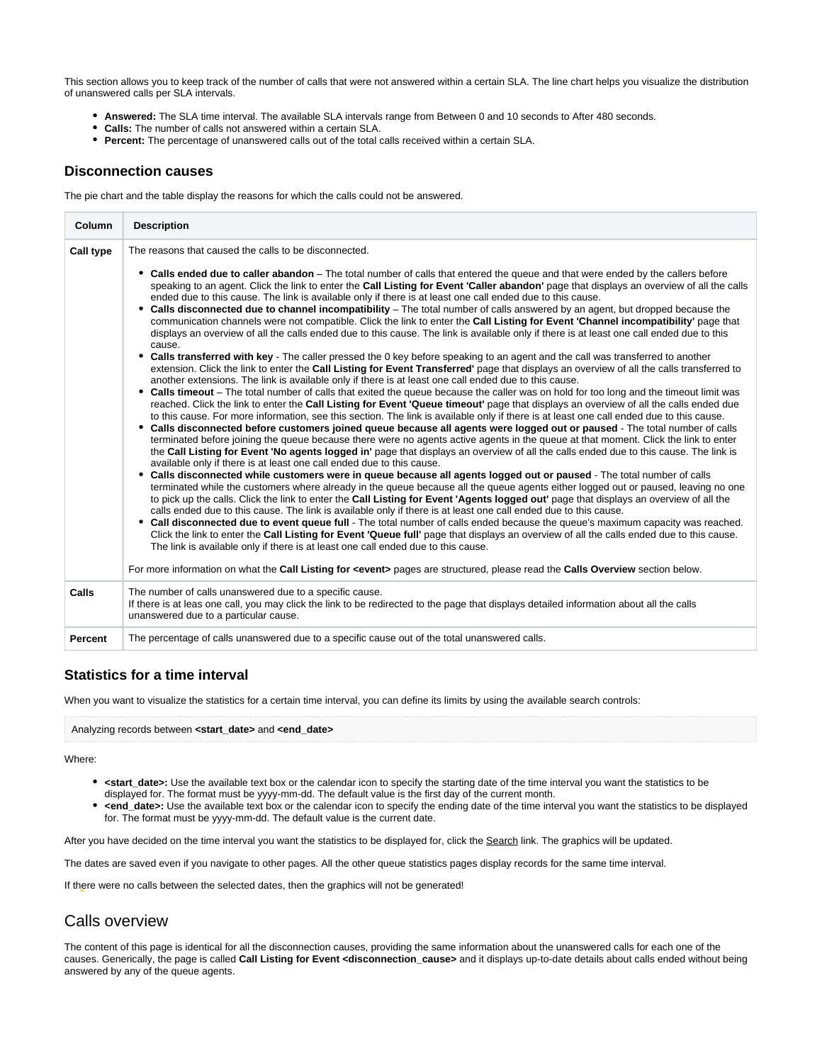This section allows you to keep track of the number of calls that were not answered within a certain SLA. The line chart helps you visualize the distribution of unanswered calls per SLA intervals.

- **Answered:** The SLA time interval. The available SLA intervals range from Between 0 and 10 seconds to After 480 seconds.
- **Calls:** The number of calls not answered within a certain SLA.
- **Percent:** The percentage of unanswered calls out of the total calls received within a certain SLA.

### Disconnection causes

The pie chart and the table display the reasons for which the calls could not be answered.

| Column | Description |
|---|---|
| **Call type** | The reasons that caused the calls to be disconnected.<br><br>• **Calls ended due to caller abandon** – The total number of calls that entered the queue and that were ended by the callers before speaking to an agent. Click the link to enter the **Call Listing for Event 'Caller abandon'** page that displays an overview of all the calls ended due to this cause. The link is available only if there is at least one call ended due to this cause.<br>• **Calls disconnected due to channel incompatibility** – The total number of calls answered by an agent, but dropped because the communication channels were not compatible. Click the link to enter the **Call Listing for Event 'Channel incompatibility'** page that displays an overview of all the calls ended due to this cause. The link is available only if there is at least one call ended due to this cause.<br>• **Calls transferred with key** - The caller pressed the 0 key before speaking to an agent and the call was transferred to another extension. Click the link to enter the **Call Listing for Event Transferred'** page that displays an overview of all the calls transferred to another extensions. The link is available only if there is at least one call ended due to this cause.<br>• **Calls timeout** – The total number of calls that exited the queue because the caller was on hold for too long and the timeout limit was reached. Click the link to enter the **Call Listing for Event 'Queue timeout'** page that displays an overview of all the calls ended due to this cause. For more information, see this section. The link is available only if there is at least one call ended due to this cause.<br>• **Calls disconnected before customers joined queue because all agents were logged out or paused** - The total number of calls terminated before joining the queue because there were no agents active agents in the queue at that moment. Click the link to enter the **Call Listing for Event 'No agents logged in'** page that displays an overview of all the calls ended due to this cause. The link is available only if there is at least one call ended due to this cause.<br>• **Calls disconnected while customers were in queue because all agents logged out or paused** - The total number of calls terminated while the customers where already in the queue because all the queue agents either logged out or paused, leaving no one to pick up the calls. Click the link to enter the **Call Listing for Event 'Agents logged out'** page that displays an overview of all the calls ended due to this cause. The link is available only if there is at least one call ended due to this cause.<br>• **Call disconnected due to event queue full** - The total number of calls ended because the queue's maximum capacity was reached. Click the link to enter the **Call Listing for Event 'Queue full'** page that displays an overview of all the calls ended due to this cause. The link is available only if there is at least one call ended due to this cause.<br><br>For more information on what the **Call Listing for <event>** pages are structured, please read the **Calls Overview** section below. |
| **Calls** | The number of calls unanswered due to a specific cause.<br>If there is at leas one call, you may click the link to be redirected to the page that displays detailed information about all the calls unanswered due to a particular cause. |
| **Percent** | The percentage of calls unanswered due to a specific cause out of the total unanswered calls. |

### Statistics for a time interval

When you want to visualize the statistics for a certain time interval, you can define its limits by using the available search controls:

Analyzing records between **<start_date>** and **<end_date>**

Where:

- **<start_date>:** Use the available text box or the calendar icon to specify the starting date of the time interval you want the statistics to be displayed for. The format must be yyyy-mm-dd. The default value is the first day of the current month.
- **<end_date>:** Use the available text box or the calendar icon to specify the ending date of the time interval you want the statistics to be displayed for. The format must be yyyy-mm-dd. The default value is the current date.

After you have decided on the time interval you want the statistics to be displayed for, click the Search link. The graphics will be updated.

The dates are saved even if you navigate to other pages. All the other queue statistics pages display records for the same time interval.

If there were no calls between the selected dates, then the graphics will not be generated!

## Calls overview

The content of this page is identical for all the disconnection causes, providing the same information about the unanswered calls for each one of the causes. Generically, the page is called **Call Listing for Event <disconnection_cause>** and it displays up-to-date details about calls ended without being answered by any of the queue agents.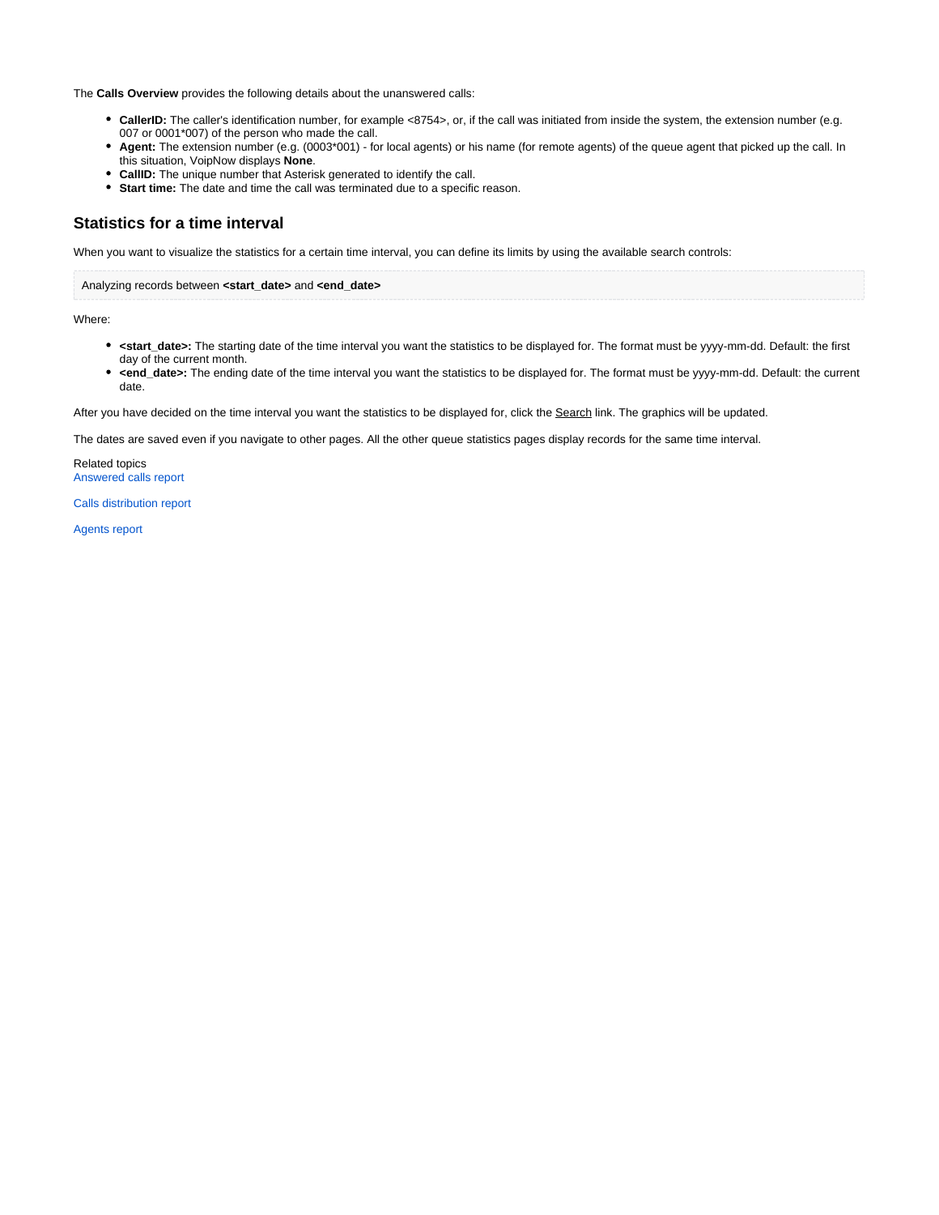The **Calls Overview** provides the following details about the unanswered calls:

- **CallerID:** The caller's identification number, for example <8754>, or, if the call was initiated from inside the system, the extension number (e.g. 007 or 0001*007) of the person who made the call.
- **Agent:** The extension number (e.g. (0003*001) - for local agents) or his name (for remote agents) of the queue agent that picked up the call. In this situation, VoipNow displays **None**.
- **CallID:** The unique number that Asterisk generated to identify the call.
- **Start time:** The date and time the call was terminated due to a specific reason.

## Statistics for a time interval

When you want to visualize the statistics for a certain time interval, you can define its limits by using the available search controls:

```
Analyzing records between <start_date> and <end_date>
```

Where:

- **<start_date>:** The starting date of the time interval you want the statistics to be displayed for. The format must be yyyy-mm-dd. Default: the first day of the current month.
- **<end_date>:** The ending date of the time interval you want the statistics to be displayed for. The format must be yyyy-mm-dd. Default: the current date.

After you have decided on the time interval you want the statistics to be displayed for, click the Search link. The graphics will be updated.

The dates are saved even if you navigate to other pages. All the other queue statistics pages display records for the same time interval.

Related topics
Answered calls report

Calls distribution report

Agents report